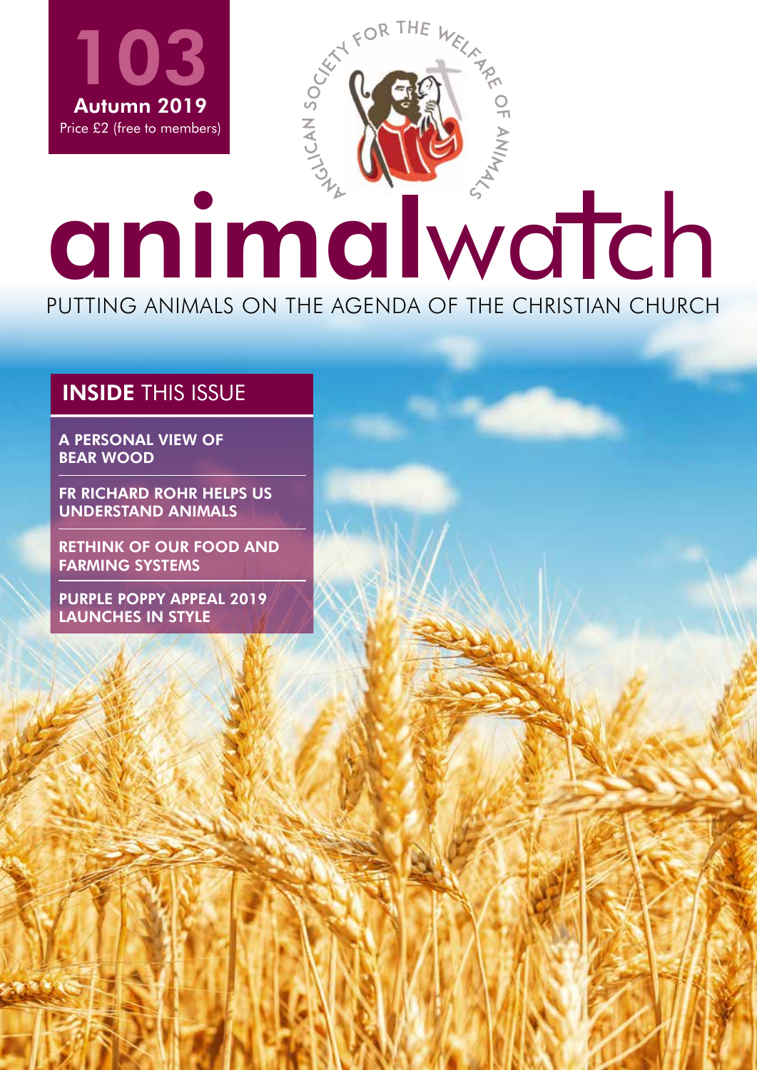**103**
**Autumn 2019**
Price £2 (free to members)

ANGLICAN SOCIETY FOR THE WELFARE OF ANIMALS

# animalwatch

PUTTING ANIMALS ON THE AGENDA OF THE CHRISTIAN CHURCH

## INSIDE THIS ISSUE

**A PERSONAL VIEW OF BEAR WOOD**

**FR RICHARD ROHR HELPS US UNDERSTAND ANIMALS**

**RETHINK OF OUR FOOD AND FARMING SYSTEMS**

**PURPLE POPPY APPEAL 2019 LAUNCHES IN STYLE**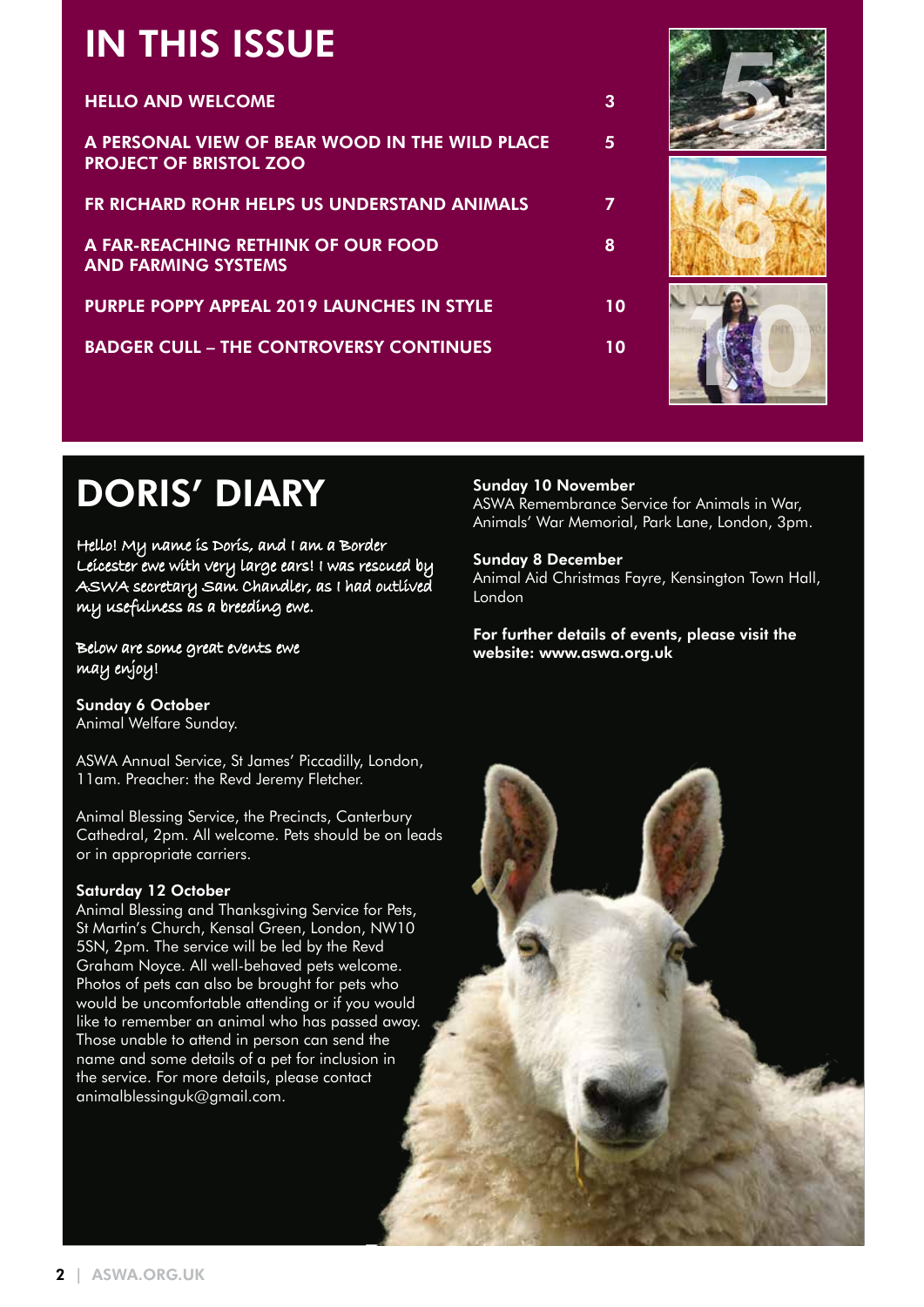# IN THIS ISSUE

| | |
|---|---|
| HELLO AND WELCOME | 3 |
| A PERSONAL VIEW OF BEAR WOOD IN THE WILD PLACE PROJECT OF BRISTOL ZOO | 5 |
| FR RICHARD ROHR HELPS US UNDERSTAND ANIMALS | 7 |
| A FAR-REACHING RETHINK OF OUR FOOD AND FARMING SYSTEMS | 8 |
| PURPLE POPPY APPEAL 2019 LAUNCHES IN STYLE | 10 |
| BADGER CULL – THE CONTROVERSY CONTINUES | 10 |

# DORIS' DIARY

*Hello! My name is Doris, and I am a Border Leicester ewe with very large ears! I was rescued by ASWA secretary Sam Chandler, as I had outlived my usefulness as a breeding ewe.*

*Below are some great events ewe may enjoy!*

**Sunday 6 October**
Animal Welfare Sunday.

ASWA Annual Service, St James' Piccadilly, London, 11am. Preacher: the Revd Jeremy Fletcher.

Animal Blessing Service, the Precincts, Canterbury Cathedral, 2pm. All welcome. Pets should be on leads or in appropriate carriers.

**Saturday 12 October**
Animal Blessing and Thanksgiving Service for Pets, St Martin's Church, Kensal Green, London, NW10 5SN, 2pm. The service will be led by the Revd Graham Noyce. All well-behaved pets welcome. Photos of pets can also be brought for pets who would be uncomfortable attending or if you would like to remember an animal who has passed away. Those unable to attend in person can send the name and some details of a pet for inclusion in the service. For more details, please contact animalblessinguk@gmail.com.

**Sunday 10 November**
ASWA Remembrance Service for Animals in War, Animals' War Memorial, Park Lane, London, 3pm.

**Sunday 8 December**
Animal Aid Christmas Fayre, Kensington Town Hall, London

**For further details of events, please visit the website: www.aswa.org.uk**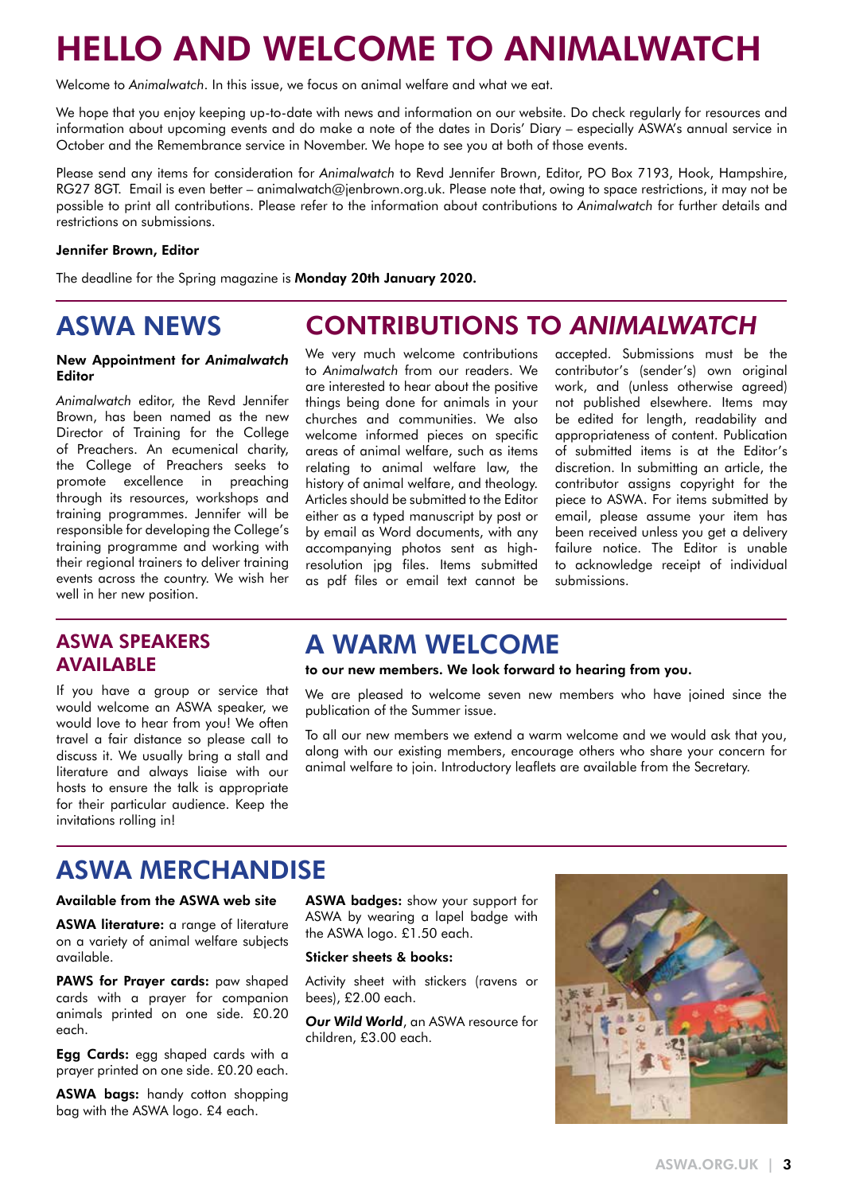# HELLO AND WELCOME TO ANIMALWATCH

Welcome to *Animalwatch*. In this issue, we focus on animal welfare and what we eat.

We hope that you enjoy keeping up-to-date with news and information on our website. Do check regularly for resources and information about upcoming events and do make a note of the dates in Doris' Diary – especially ASWA's annual service in October and the Remembrance service in November. We hope to see you at both of those events.

Please send any items for consideration for *Animalwatch* to Revd Jennifer Brown, Editor, PO Box 7193, Hook, Hampshire, RG27 8GT. Email is even better – animalwatch@jenbrown.org.uk. Please note that, owing to space restrictions, it may not be possible to print all contributions. Please refer to the information about contributions to *Animalwatch* for further details and restrictions on submissions.

**Jennifer Brown, Editor**

The deadline for the Spring magazine is **Monday 20th January 2020.**

## ASWA NEWS

**New Appointment for *Animalwatch* Editor**

*Animalwatch* editor, the Revd Jennifer Brown, has been named as the new Director of Training for the College of Preachers. An ecumenical charity, the College of Preachers seeks to promote excellence in preaching through its resources, workshops and training programmes. Jennifer will be responsible for developing the College's training programme and working with their regional trainers to deliver training events across the country. We wish her well in her new position.

## CONTRIBUTIONS TO *ANIMALWATCH*

We very much welcome contributions to *Animalwatch* from our readers. We are interested to hear about the positive things being done for animals in your churches and communities. We also welcome informed pieces on specific areas of animal welfare, such as items relating to animal welfare law, the history of animal welfare, and theology. Articles should be submitted to the Editor either as a typed manuscript by post or by email as Word documents, with any accompanying photos sent as high-resolution jpg files. Items submitted as pdf files or email text cannot be accepted. Submissions must be the contributor's (sender's) own original work, and (unless otherwise agreed) not published elsewhere. Items may be edited for length, readability and appropriateness of content. Publication of submitted items is at the Editor's discretion. In submitting an article, the contributor assigns copyright for the piece to ASWA. For items submitted by email, please assume your item has been received unless you get a delivery failure notice. The Editor is unable to acknowledge receipt of individual submissions.

## ASWA SPEAKERS AVAILABLE

If you have a group or service that would welcome an ASWA speaker, we would love to hear from you! We often travel a fair distance so please call to discuss it. We usually bring a stall and literature and always liaise with our hosts to ensure the talk is appropriate for their particular audience. Keep the invitations rolling in!

## A WARM WELCOME

**to our new members. We look forward to hearing from you.**

We are pleased to welcome seven new members who have joined since the publication of the Summer issue.

To all our new members we extend a warm welcome and we would ask that you, along with our existing members, encourage others who share your concern for animal welfare to join. Introductory leaflets are available from the Secretary.

## ASWA MERCHANDISE

**Available from the ASWA web site**

**ASWA literature:** a range of literature on a variety of animal welfare subjects available.

**PAWS for Prayer cards:** paw shaped cards with a prayer for companion animals printed on one side. £0.20 each.

**Egg Cards:** egg shaped cards with a prayer printed on one side. £0.20 each.

**ASWA bags:** handy cotton shopping bag with the ASWA logo. £4 each.

**ASWA badges:** show your support for ASWA by wearing a lapel badge with the ASWA logo. £1.50 each.

**Sticker sheets & books:**

Activity sheet with stickers (ravens or bees), £2.00 each.

***Our Wild World***, an ASWA resource for children, £3.00 each.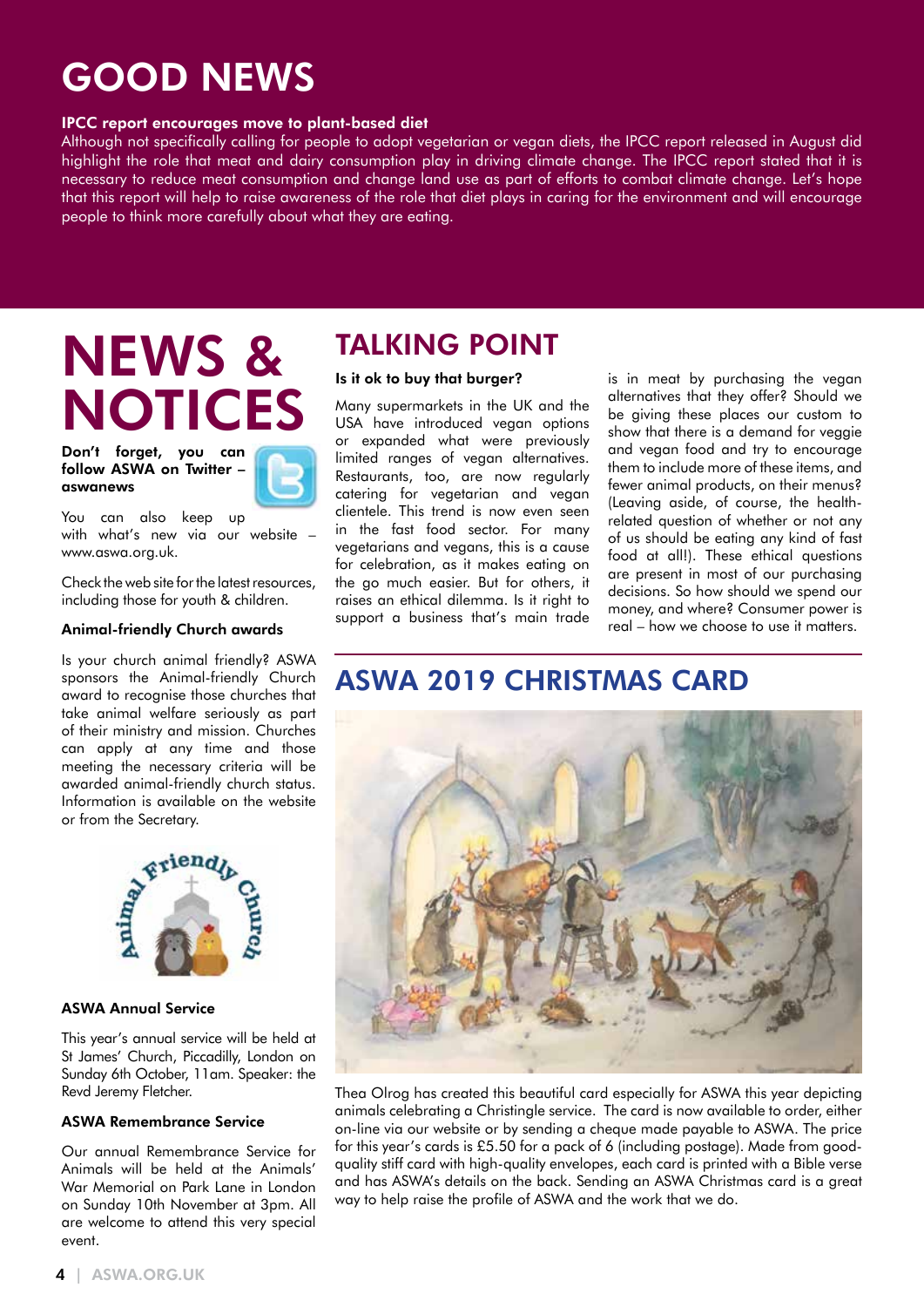# GOOD NEWS

**IPCC report encourages move to plant-based diet**

Although not specifically calling for people to adopt vegetarian or vegan diets, the IPCC report released in August did highlight the role that meat and dairy consumption play in driving climate change. The IPCC report stated that it is necessary to reduce meat consumption and change land use as part of efforts to combat climate change. Let's hope that this report will help to raise awareness of the role that diet plays in caring for the environment and will encourage people to think more carefully about what they are eating.

# NEWS & NOTICES

**Don't forget, you can follow ASWA on Twitter – aswanews**

You can also keep up with what's new via our website – www.aswa.org.uk.

Check the web site for the latest resources, including those for youth & children.

### Animal-friendly Church awards

Is your church animal friendly? ASWA sponsors the Animal-friendly Church award to recognise those churches that take animal welfare seriously as part of their ministry and mission. Churches can apply at any time and those meeting the necessary criteria will be awarded animal-friendly church status. Information is available on the website or from the Secretary.

### ASWA Annual Service

This year's annual service will be held at St James' Church, Piccadilly, London on Sunday 6th October, 11am. Speaker: the Revd Jeremy Fletcher.

### ASWA Remembrance Service

Our annual Remembrance Service for Animals will be held at the Animals' War Memorial on Park Lane in London on Sunday 10th November at 3pm. All are welcome to attend this very special event.

# TALKING POINT

**Is it ok to buy that burger?**

Many supermarkets in the UK and the USA have introduced vegan options or expanded what were previously limited ranges of vegan alternatives. Restaurants, too, are now regularly catering for vegetarian and vegan clientele. This trend is now even seen in the fast food sector. For many vegetarians and vegans, this is a cause for celebration, as it makes eating on the go much easier. But for others, it raises an ethical dilemma. Is it right to support a business that's main trade is in meat by purchasing the vegan alternatives that they offer? Should we be giving these places our custom to show that there is a demand for veggie and vegan food and try to encourage them to include more of these items, and fewer animal products, on their menus? (Leaving aside, of course, the health-related question of whether or not any of us should be eating any kind of fast food at all!). These ethical questions are present in most of our purchasing decisions. So how should we spend our money, and where? Consumer power is real – how we choose to use it matters.

# ASWA 2019 CHRISTMAS CARD

Thea Olrog has created this beautiful card especially for ASWA this year depicting animals celebrating a Christingle service. The card is now available to order, either on-line via our website or by sending a cheque made payable to ASWA. The price for this year's cards is £5.50 for a pack of 6 (including postage). Made from good-quality stiff card with high-quality envelopes, each card is printed with a Bible verse and has ASWA's details on the back. Sending an ASWA Christmas card is a great way to help raise the profile of ASWA and the work that we do.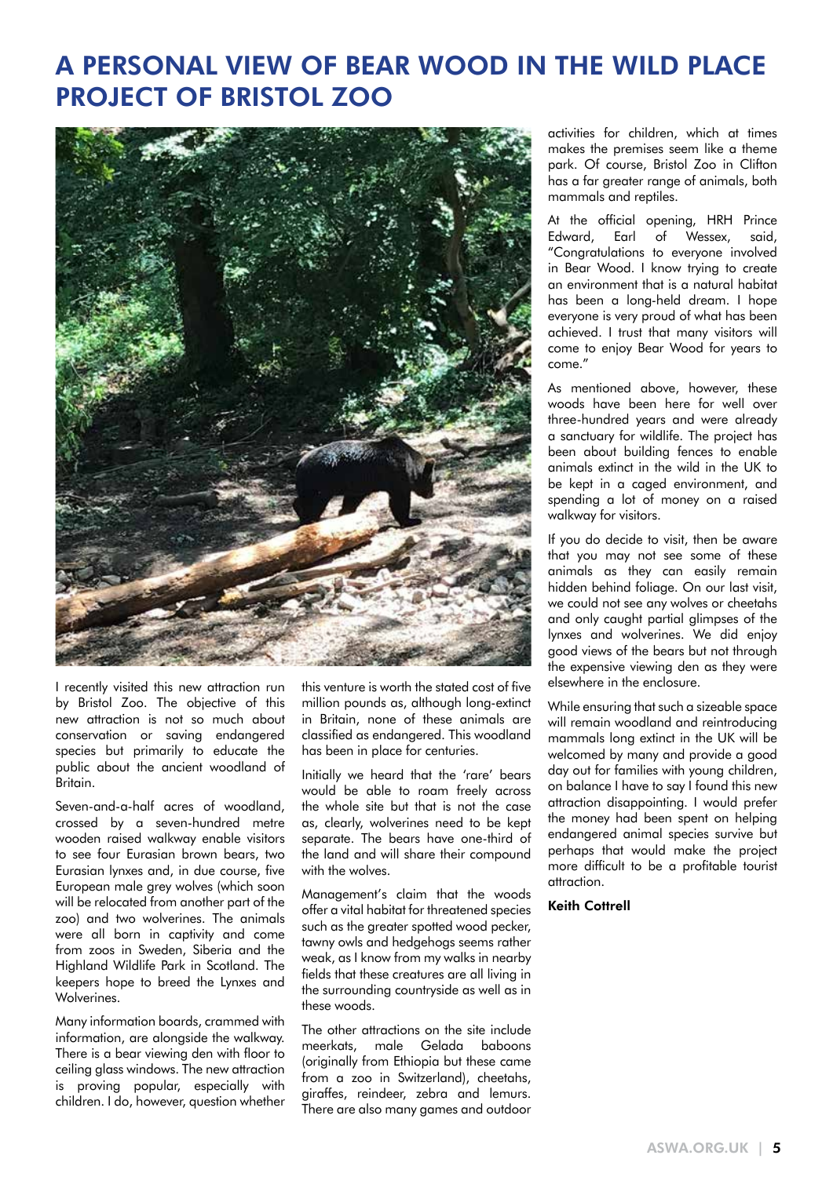# A PERSONAL VIEW OF BEAR WOOD IN THE WILD PLACE PROJECT OF BRISTOL ZOO

I recently visited this new attraction run by Bristol Zoo. The objective of this new attraction is not so much about conservation or saving endangered species but primarily to educate the public about the ancient woodland of Britain.

Seven-and-a-half acres of woodland, crossed by a seven-hundred metre wooden raised walkway enable visitors to see four Eurasian brown bears, two Eurasian lynxes and, in due course, five European male grey wolves (which soon will be relocated from another part of the zoo) and two wolverines. The animals were all born in captivity and come from zoos in Sweden, Siberia and the Highland Wildlife Park in Scotland. The keepers hope to breed the Lynxes and Wolverines.

Many information boards, crammed with information, are alongside the walkway. There is a bear viewing den with floor to ceiling glass windows. The new attraction is proving popular, especially with children. I do, however, question whether this venture is worth the stated cost of five million pounds as, although long-extinct in Britain, none of these animals are classified as endangered. This woodland has been in place for centuries.

Initially we heard that the 'rare' bears would be able to roam freely across the whole site but that is not the case as, clearly, wolverines need to be kept separate. The bears have one-third of the land and will share their compound with the wolves.

Management's claim that the woods offer a vital habitat for threatened species such as the greater spotted wood pecker, tawny owls and hedgehogs seems rather weak, as I know from my walks in nearby fields that these creatures are all living in the surrounding countryside as well as in these woods.

The other attractions on the site include meerkats, male Gelada baboons (originally from Ethiopia but these came from a zoo in Switzerland), cheetahs, giraffes, reindeer, zebra and lemurs. There are also many games and outdoor activities for children, which at times makes the premises seem like a theme park. Of course, Bristol Zoo in Clifton has a far greater range of animals, both mammals and reptiles.

At the official opening, HRH Prince Edward, Earl of Wessex, said, "Congratulations to everyone involved in Bear Wood. I know trying to create an environment that is a natural habitat has been a long-held dream. I hope everyone is very proud of what has been achieved. I trust that many visitors will come to enjoy Bear Wood for years to come."

As mentioned above, however, these woods have been here for well over three-hundred years and were already a sanctuary for wildlife. The project has been about building fences to enable animals extinct in the wild in the UK to be kept in a caged environment, and spending a lot of money on a raised walkway for visitors.

If you do decide to visit, then be aware that you may not see some of these animals as they can easily remain hidden behind foliage. On our last visit, we could not see any wolves or cheetahs and only caught partial glimpses of the lynxes and wolverines. We did enjoy good views of the bears but not through the expensive viewing den as they were elsewhere in the enclosure.

While ensuring that such a sizeable space will remain woodland and reintroducing mammals long extinct in the UK will be welcomed by many and provide a good day out for families with young children, on balance I have to say I found this new attraction disappointing. I would prefer the money had been spent on helping endangered animal species survive but perhaps that would make the project more difficult to be a profitable tourist attraction.

**Keith Cottrell**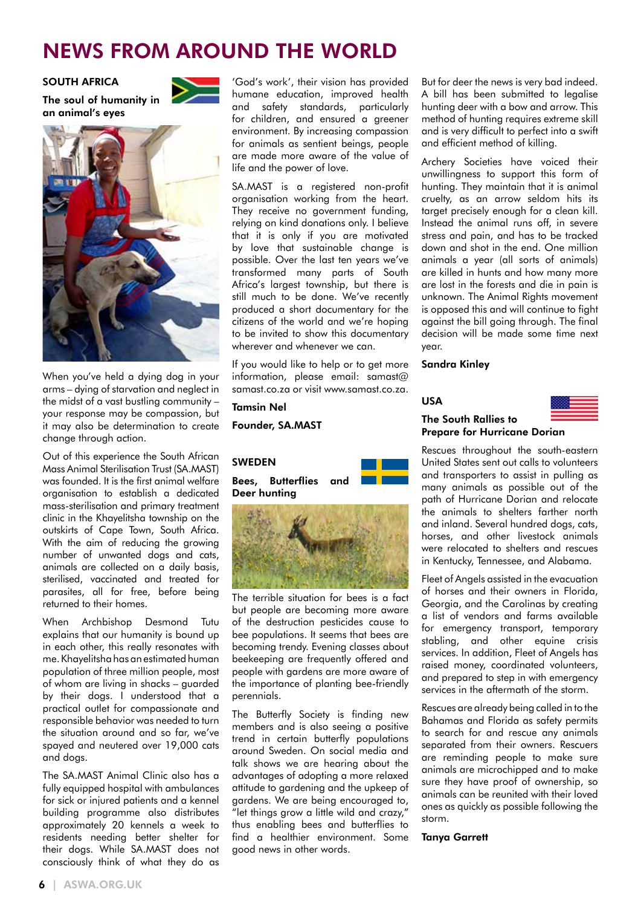# NEWS FROM AROUND THE WORLD

## SOUTH AFRICA

### The soul of humanity in an animal's eyes

When you've held a dying dog in your arms – dying of starvation and neglect in the midst of a vast bustling community – your response may be compassion, but it may also be determination to create change through action.

Out of this experience the South African Mass Animal Sterilisation Trust (SA.MAST) was founded. It is the first animal welfare organisation to establish a dedicated mass-sterilisation and primary treatment clinic in the Khayelitsha township on the outskirts of Cape Town, South Africa. With the aim of reducing the growing number of unwanted dogs and cats, animals are collected on a daily basis, sterilised, vaccinated and treated for parasites, all for free, before being returned to their homes.

When Archbishop Desmond Tutu explains that our humanity is bound up in each other, this really resonates with me. Khayelitsha has an estimated human population of three million people, most of whom are living in shacks – guarded by their dogs. I understood that a practical outlet for compassionate and responsible behavior was needed to turn the situation around and so far, we've spayed and neutered over 19,000 cats and dogs.

The SA.MAST Animal Clinic also has a fully equipped hospital with ambulances for sick or injured patients and a kennel building programme also distributes approximately 20 kennels a week to residents needing better shelter for their dogs. While SA.MAST does not consciously think of what they do as 'God's work', their vision has provided humane education, improved health and safety standards, particularly for children, and ensured a greener environment. By increasing compassion for animals as sentient beings, people are made more aware of the value of life and the power of love.

SA.MAST is a registered non-profit organisation working from the heart. They receive no government funding, relying on kind donations only. I believe that it is only if you are motivated by love that sustainable change is possible. Over the last ten years we've transformed many parts of South Africa's largest township, but there is still much to be done. We've recently produced a short documentary for the citizens of the world and we're hoping to be invited to show this documentary wherever and whenever we can.

If you would like to help or to get more information, please email: samast@samast.co.za or visit www.samast.co.za.

**Tamsin Nel**

**Founder, SA.MAST**

## SWEDEN

### Bees, Butterflies and Deer hunting

The terrible situation for bees is a fact but people are becoming more aware of the destruction pesticides cause to bee populations. It seems that bees are becoming trendy. Evening classes about beekeeping are frequently offered and people with gardens are more aware of the importance of planting bee-friendly perennials.

The Butterfly Society is finding new members and is also seeing a positive trend in certain butterfly populations around Sweden. On social media and talk shows we are hearing about the advantages of adopting a more relaxed attitude to gardening and the upkeep of gardens. We are being encouraged to, "let things grow a little wild and crazy," thus enabling bees and butterflies to find a healthier environment. Some good news in other words.

But for deer the news is very bad indeed. A bill has been submitted to legalise hunting deer with a bow and arrow. This method of hunting requires extreme skill and is very difficult to perfect into a swift and efficient method of killing.

Archery Societies have voiced their unwillingness to support this form of hunting. They maintain that it is animal cruelty, as an arrow seldom hits its target precisely enough for a clean kill. Instead the animal runs off, in severe stress and pain, and has to be tracked down and shot in the end. One million animals a year (all sorts of animals) are killed in hunts and how many more are lost in the forests and die in pain is unknown. The Animal Rights movement is opposed this and will continue to fight against the bill going through. The final decision will be made some time next year.

**Sandra Kinley**

## USA

### The South Rallies to Prepare for Hurricane Dorian

Rescues throughout the south-eastern United States sent out calls to volunteers and transporters to assist in pulling as many animals as possible out of the path of Hurricane Dorian and relocate the animals to shelters farther north and inland. Several hundred dogs, cats, horses, and other livestock animals were relocated to shelters and rescues in Kentucky, Tennessee, and Alabama.

Fleet of Angels assisted in the evacuation of horses and their owners in Florida, Georgia, and the Carolinas by creating a list of vendors and farms available for emergency transport, temporary stabling, and other equine crisis services. In addition, Fleet of Angels has raised money, coordinated volunteers, and prepared to step in with emergency services in the aftermath of the storm.

Rescues are already being called in to the Bahamas and Florida as safety permits to search for and rescue any animals separated from their owners. Rescuers are reminding people to make sure animals are microchipped and to make sure they have proof of ownership, so animals can be reunited with their loved ones as quickly as possible following the storm.

**Tanya Garrett**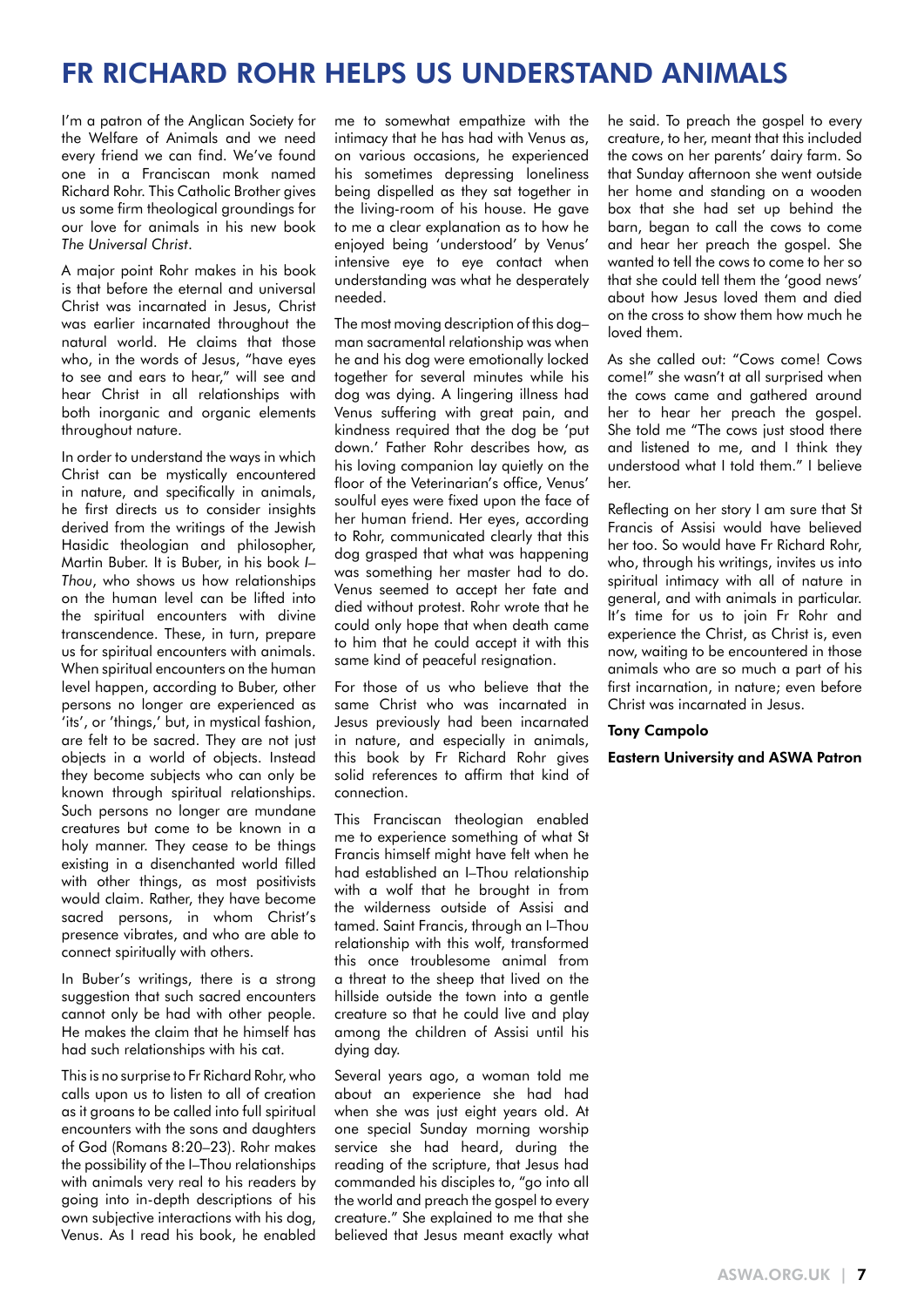# FR RICHARD ROHR HELPS US UNDERSTAND ANIMALS

I'm a patron of the Anglican Society for the Welfare of Animals and we need every friend we can find. We've found one in a Franciscan monk named Richard Rohr. This Catholic Brother gives us some firm theological groundings for our love for animals in his new book *The Universal Christ*.

A major point Rohr makes in his book is that before the eternal and universal Christ was incarnated in Jesus, Christ was earlier incarnated throughout the natural world. He claims that those who, in the words of Jesus, "have eyes to see and ears to hear," will see and hear Christ in all relationships with both inorganic and organic elements throughout nature.

In order to understand the ways in which Christ can be mystically encountered in nature, and specifically in animals, he first directs us to consider insights derived from the writings of the Jewish Hasidic theologian and philosopher, Martin Buber. It is Buber, in his book *I–Thou*, who shows us how relationships on the human level can be lifted into the spiritual encounters with divine transcendence. These, in turn, prepare us for spiritual encounters with animals. When spiritual encounters on the human level happen, according to Buber, other persons no longer are experienced as 'its', or 'things,' but, in mystical fashion, are felt to be sacred. They are not just objects in a world of objects. Instead they become subjects who can only be known through spiritual relationships. Such persons no longer are mundane creatures but come to be known in a holy manner. They cease to be things existing in a disenchanted world filled with other things, as most positivists would claim. Rather, they have become sacred persons, in whom Christ's presence vibrates, and who are able to connect spiritually with others.

In Buber's writings, there is a strong suggestion that such sacred encounters cannot only be had with other people. He makes the claim that he himself has had such relationships with his cat.

This is no surprise to Fr Richard Rohr, who calls upon us to listen to all of creation as it groans to be called into full spiritual encounters with the sons and daughters of God (Romans 8:20–23). Rohr makes the possibility of the I–Thou relationships with animals very real to his readers by going into in-depth descriptions of his own subjective interactions with his dog, Venus. As I read his book, he enabled me to somewhat empathize with the intimacy that he has had with Venus as, on various occasions, he experienced his sometimes depressing loneliness being dispelled as they sat together in the living-room of his house. He gave to me a clear explanation as to how he enjoyed being 'understood' by Venus' intensive eye to eye contact when understanding was what he desperately needed.

The most moving description of this dog–man sacramental relationship was when he and his dog were emotionally locked together for several minutes while his dog was dying. A lingering illness had Venus suffering with great pain, and kindness required that the dog be 'put down.' Father Rohr describes how, as his loving companion lay quietly on the floor of the Veterinarian's office, Venus' soulful eyes were fixed upon the face of her human friend. Her eyes, according to Rohr, communicated clearly that this dog grasped that what was happening was something her master had to do. Venus seemed to accept her fate and died without protest. Rohr wrote that he could only hope that when death came to him that he could accept it with this same kind of peaceful resignation.

For those of us who believe that the same Christ who was incarnated in Jesus previously had been incarnated in nature, and especially in animals, this book by Fr Richard Rohr gives solid references to affirm that kind of connection.

This Franciscan theologian enabled me to experience something of what St Francis himself might have felt when he had established an I–Thou relationship with a wolf that he brought in from the wilderness outside of Assisi and tamed. Saint Francis, through an I–Thou relationship with this wolf, transformed this once troublesome animal from a threat to the sheep that lived on the hillside outside the town into a gentle creature so that he could live and play among the children of Assisi until his dying day.

Several years ago, a woman told me about an experience she had had when she was just eight years old. At one special Sunday morning worship service she had heard, during the reading of the scripture, that Jesus had commanded his disciples to, "go into all the world and preach the gospel to every creature." She explained to me that she believed that Jesus meant exactly what he said. To preach the gospel to every creature, to her, meant that this included the cows on her parents' dairy farm. So that Sunday afternoon she went outside her home and standing on a wooden box that she had set up behind the barn, began to call the cows to come and hear her preach the gospel. She wanted to tell the cows to come to her so that she could tell them the 'good news' about how Jesus loved them and died on the cross to show them how much he loved them.

As she called out: "Cows come! Cows come!" she wasn't at all surprised when the cows came and gathered around her to hear her preach the gospel. She told me "The cows just stood there and listened to me, and I think they understood what I told them." I believe her.

Reflecting on her story I am sure that St Francis of Assisi would have believed her too. So would have Fr Richard Rohr, who, through his writings, invites us into spiritual intimacy with all of nature in general, and with animals in particular. It's time for us to join Fr Rohr and experience the Christ, as Christ is, even now, waiting to be encountered in those animals who are so much a part of his first incarnation, in nature; even before Christ was incarnated in Jesus.

**Tony Campolo**

**Eastern University and ASWA Patron**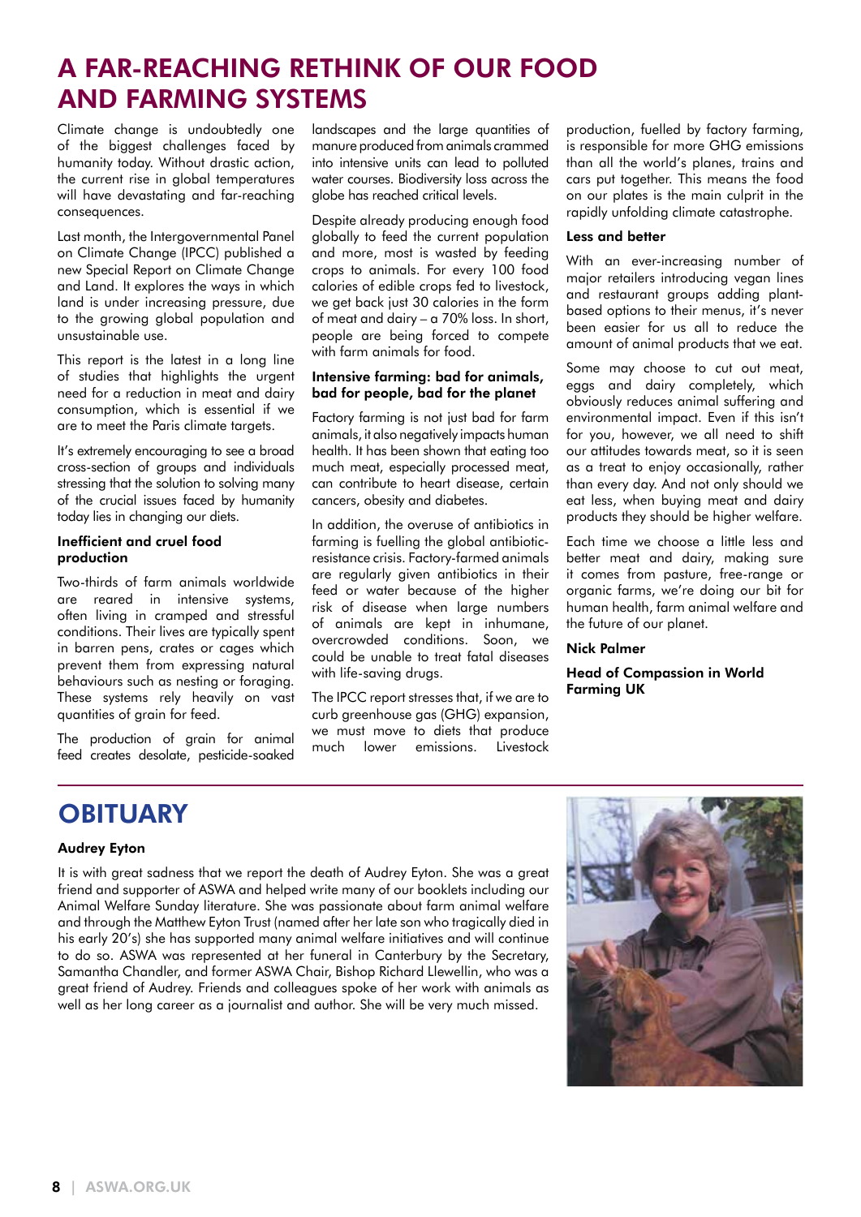# A FAR-REACHING RETHINK OF OUR FOOD AND FARMING SYSTEMS

Climate change is undoubtedly one of the biggest challenges faced by humanity today. Without drastic action, the current rise in global temperatures will have devastating and far-reaching consequences.

Last month, the Intergovernmental Panel on Climate Change (IPCC) published a new Special Report on Climate Change and Land. It explores the ways in which land is under increasing pressure, due to the growing global population and unsustainable use.

This report is the latest in a long line of studies that highlights the urgent need for a reduction in meat and dairy consumption, which is essential if we are to meet the Paris climate targets.

It's extremely encouraging to see a broad cross-section of groups and individuals stressing that the solution to solving many of the crucial issues faced by humanity today lies in changing our diets.

### Inefficient and cruel food production

Two-thirds of farm animals worldwide are reared in intensive systems, often living in cramped and stressful conditions. Their lives are typically spent in barren pens, crates or cages which prevent them from expressing natural behaviours such as nesting or foraging. These systems rely heavily on vast quantities of grain for feed.

The production of grain for animal feed creates desolate, pesticide-soaked landscapes and the large quantities of manure produced from animals crammed into intensive units can lead to polluted water courses. Biodiversity loss across the globe has reached critical levels.

Despite already producing enough food globally to feed the current population and more, most is wasted by feeding crops to animals. For every 100 food calories of edible crops fed to livestock, we get back just 30 calories in the form of meat and dairy – a 70% loss. In short, people are being forced to compete with farm animals for food.

### Intensive farming: bad for animals, bad for people, bad for the planet

Factory farming is not just bad for farm animals, it also negatively impacts human health. It has been shown that eating too much meat, especially processed meat, can contribute to heart disease, certain cancers, obesity and diabetes.

In addition, the overuse of antibiotics in farming is fuelling the global antibiotic-resistance crisis. Factory-farmed animals are regularly given antibiotics in their feed or water because of the higher risk of disease when large numbers of animals are kept in inhumane, overcrowded conditions. Soon, we could be unable to treat fatal diseases with life-saving drugs.

The IPCC report stresses that, if we are to curb greenhouse gas (GHG) expansion, we must move to diets that produce much lower emissions. Livestock production, fuelled by factory farming, is responsible for more GHG emissions than all the world's planes, trains and cars put together. This means the food on our plates is the main culprit in the rapidly unfolding climate catastrophe.

### Less and better

With an ever-increasing number of major retailers introducing vegan lines and restaurant groups adding plant-based options to their menus, it's never been easier for us all to reduce the amount of animal products that we eat.

Some may choose to cut out meat, eggs and dairy completely, which obviously reduces animal suffering and environmental impact. Even if this isn't for you, however, we all need to shift our attitudes towards meat, so it is seen as a treat to enjoy occasionally, rather than every day. And not only should we eat less, when buying meat and dairy products they should be higher welfare.

Each time we choose a little less and better meat and dairy, making sure it comes from pasture, free-range or organic farms, we're doing our bit for human health, farm animal welfare and the future of our planet.

**Nick Palmer**

**Head of Compassion in World Farming UK**

# OBITUARY

### Audrey Eyton

It is with great sadness that we report the death of Audrey Eyton. She was a great friend and supporter of ASWA and helped write many of our booklets including our Animal Welfare Sunday literature. She was passionate about farm animal welfare and through the Matthew Eyton Trust (named after her late son who tragically died in his early 20's) she has supported many animal welfare initiatives and will continue to do so. ASWA was represented at her funeral in Canterbury by the Secretary, Samantha Chandler, and former ASWA Chair, Bishop Richard Llewellin, who was a great friend of Audrey. Friends and colleagues spoke of her work with animals as well as her long career as a journalist and author. She will be very much missed.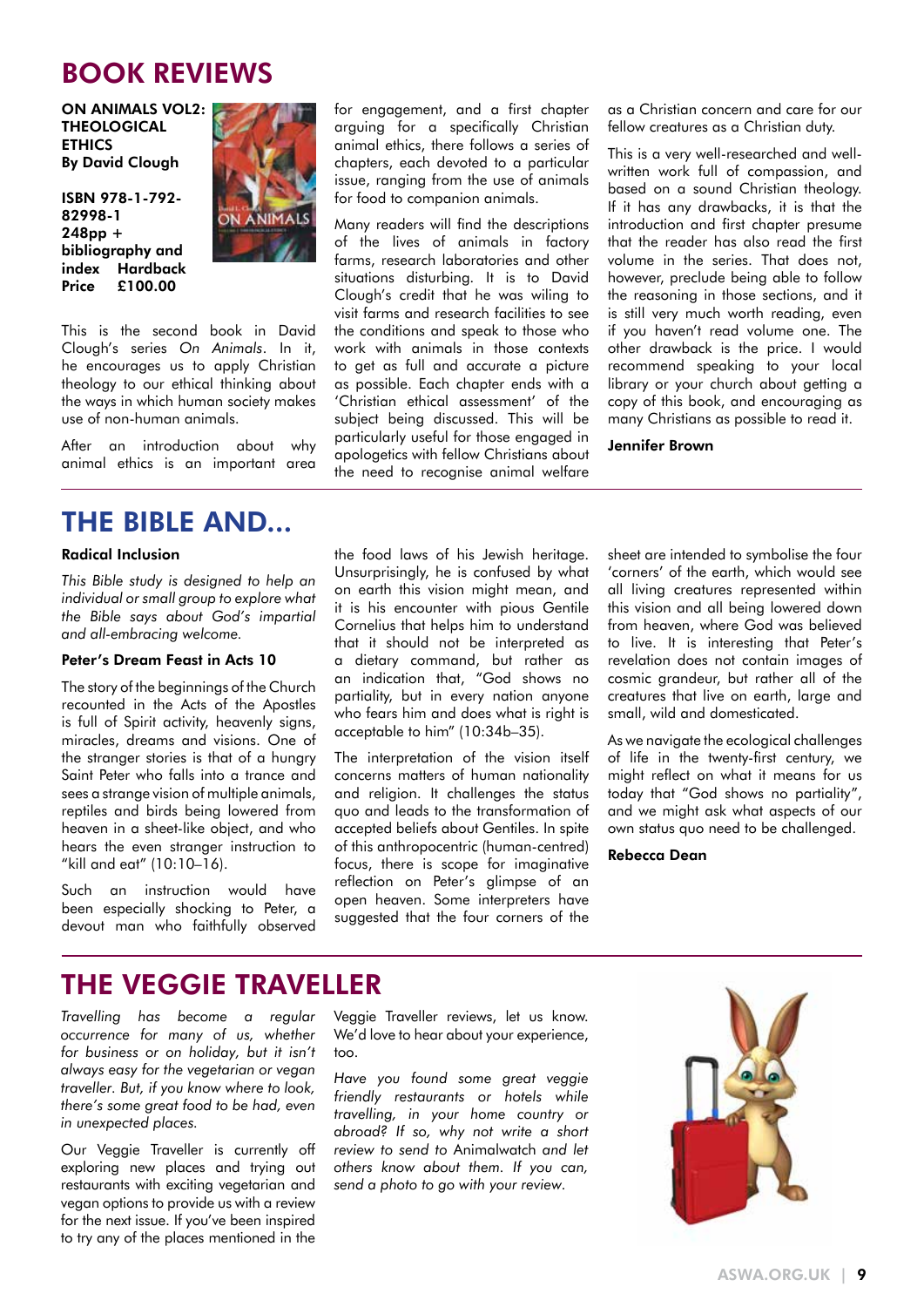# BOOK REVIEWS

**ON ANIMALS VOL2: THEOLOGICAL ETHICS**
**By David Clough**

**ISBN 978-1-792-82998-1**
**248pp + bibliography and index Hardback**
**Price £100.00**

This is the second book in David Clough's series *On Animals*. In it, he encourages us to apply Christian theology to our ethical thinking about the ways in which human society makes use of non-human animals.

After an introduction about why animal ethics is an important area for engagement, and a first chapter arguing for a specifically Christian animal ethics, there follows a series of chapters, each devoted to a particular issue, ranging from the use of animals for food to companion animals.

Many readers will find the descriptions of the lives of animals in factory farms, research laboratories and other situations disturbing. It is to David Clough's credit that he was wiling to visit farms and research facilities to see the conditions and speak to those who work with animals in those contexts to get as full and accurate a picture as possible. Each chapter ends with a 'Christian ethical assessment' of the subject being discussed. This will be particularly useful for those engaged in apologetics with fellow Christians about the need to recognise animal welfare as a Christian concern and care for our fellow creatures as a Christian duty.

This is a very well-researched and well-written work full of compassion, and based on a sound Christian theology. If it has any drawbacks, it is that the introduction and first chapter presume that the reader has also read the first volume in the series. That does not, however, preclude being able to follow the reasoning in those sections, and it is still very much worth reading, even if you haven't read volume one. The other drawback is the price. I would recommend speaking to your local library or your church about getting a copy of this book, and encouraging as many Christians as possible to read it.

**Jennifer Brown**

# THE BIBLE AND...

**Radical Inclusion**

*This Bible study is designed to help an individual or small group to explore what the Bible says about God's impartial and all-embracing welcome.*

**Peter's Dream Feast in Acts 10**

The story of the beginnings of the Church recounted in the Acts of the Apostles is full of Spirit activity, heavenly signs, miracles, dreams and visions. One of the stranger stories is that of a hungry Saint Peter who falls into a trance and sees a strange vision of multiple animals, reptiles and birds being lowered from heaven in a sheet-like object, and who hears the even stranger instruction to "kill and eat" (10:10–16).

Such an instruction would have been especially shocking to Peter, a devout man who faithfully observed the food laws of his Jewish heritage. Unsurprisingly, he is confused by what on earth this vision might mean, and it is his encounter with pious Gentile Cornelius that helps him to understand that it should not be interpreted as a dietary command, but rather as an indication that, "God shows no partiality, but in every nation anyone who fears him and does what is right is acceptable to him" (10:34b–35).

The interpretation of the vision itself concerns matters of human nationality and religion. It challenges the status quo and leads to the transformation of accepted beliefs about Gentiles. In spite of this anthropocentric (human-centred) focus, there is scope for imaginative reflection on Peter's glimpse of an open heaven. Some interpreters have suggested that the four corners of the sheet are intended to symbolise the four 'corners' of the earth, which would see all living creatures represented within this vision and all being lowered down from heaven, where God was believed to live. It is interesting that Peter's revelation does not contain images of cosmic grandeur, but rather all of the creatures that live on earth, large and small, wild and domesticated.

As we navigate the ecological challenges of life in the twenty-first century, we might reflect on what it means for us today that "God shows no partiality", and we might ask what aspects of our own status quo need to be challenged.

**Rebecca Dean**

# THE VEGGIE TRAVELLER

*Travelling has become a regular occurrence for many of us, whether for business or on holiday, but it isn't always easy for the vegetarian or vegan traveller. But, if you know where to look, there's some great food to be had, even in unexpected places.*

Our Veggie Traveller is currently off exploring new places and trying out restaurants with exciting vegetarian and vegan options to provide us with a review for the next issue. If you've been inspired to try any of the places mentioned in the Veggie Traveller reviews, let us know. We'd love to hear about your experience, too.

*Have you found some great veggie friendly restaurants or hotels while travelling, in your home country or abroad? If so, why not write a short review to send to* Animalwatch *and let others know about them. If you can, send a photo to go with your review.*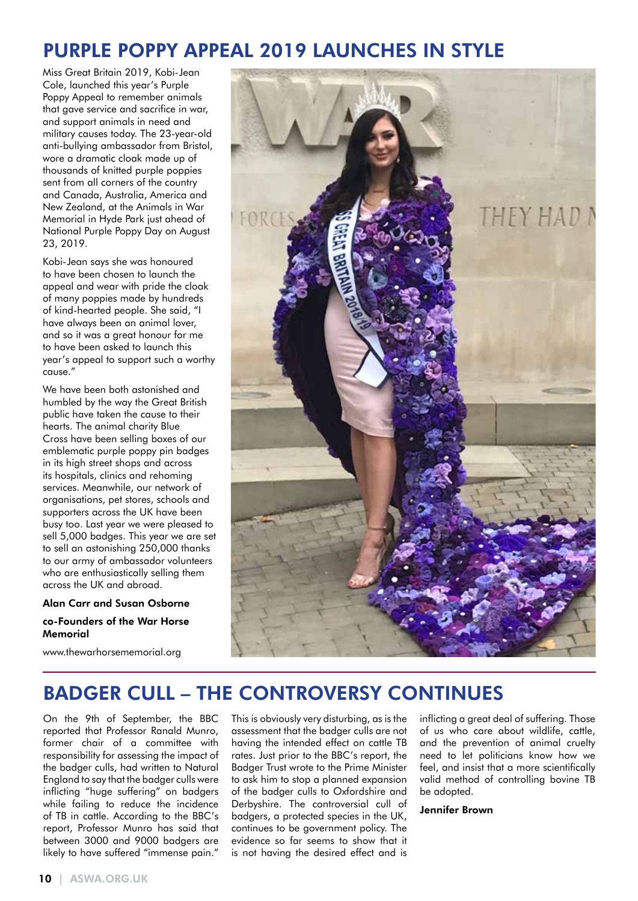# PURPLE POPPY APPEAL 2019 LAUNCHES IN STYLE

Miss Great Britain 2019, Kobi-Jean Cole, launched this year's Purple Poppy Appeal to remember animals that gave service and sacrifice in war, and support animals in need and military causes today. The 23-year-old anti-bullying ambassador from Bristol, wore a dramatic cloak made up of thousands of knitted purple poppies sent from all corners of the country and Canada, Australia, America and New Zealand, at the Animals in War Memorial in Hyde Park just ahead of National Purple Poppy Day on August 23, 2019.

Kobi-Jean says she was honoured to have been chosen to launch the appeal and wear with pride the cloak of many poppies made by hundreds of kind-hearted people. She said, "I have always been an animal lover, and so it was a great honour for me to have been asked to launch this year's appeal to support such a worthy cause."

We have been both astonished and humbled by the way the Great British public have taken the cause to their hearts. The animal charity Blue Cross have been selling boxes of our emblematic purple poppy pin badges in its high street shops and across its hospitals, clinics and rehoming services. Meanwhile, our network of organisations, pet stores, schools and supporters across the UK have been busy too. Last year we were pleased to sell 5,000 badges. This year we are set to sell an astonishing 250,000 thanks to our army of ambassador volunteers who are enthusiastically selling them across the UK and abroad.

**Alan Carr and Susan Osborne**

**co-Founders of the War Horse Memorial**

www.thewarhorsememorial.org

# BADGER CULL – THE CONTROVERSY CONTINUES

On the 9th of September, the BBC reported that Professor Ranald Munro, former chair of a committee with responsibility for assessing the impact of the badger culls, had written to Natural England to say that the badger culls were inflicting "huge suffering" on badgers while failing to reduce the incidence of TB in cattle. According to the BBC's report, Professor Munro has said that between 3000 and 9000 badgers are likely to have suffered "immense pain." This is obviously very disturbing, as is the assessment that the badger culls are not having the intended effect on cattle TB rates. Just prior to the BBC's report, the Badger Trust wrote to the Prime Minister to ask him to stop a planned expansion of the badger culls to Oxfordshire and Derbyshire. The controversial cull of badgers, a protected species in the UK, continues to be government policy. The evidence so far seems to show that it is not having the desired effect and is inflicting a great deal of suffering. Those of us who care about wildlife, cattle, and the prevention of animal cruelty need to let politicians know how we feel, and insist that a more scientifically valid method of controlling bovine TB be adopted.

**Jennifer Brown**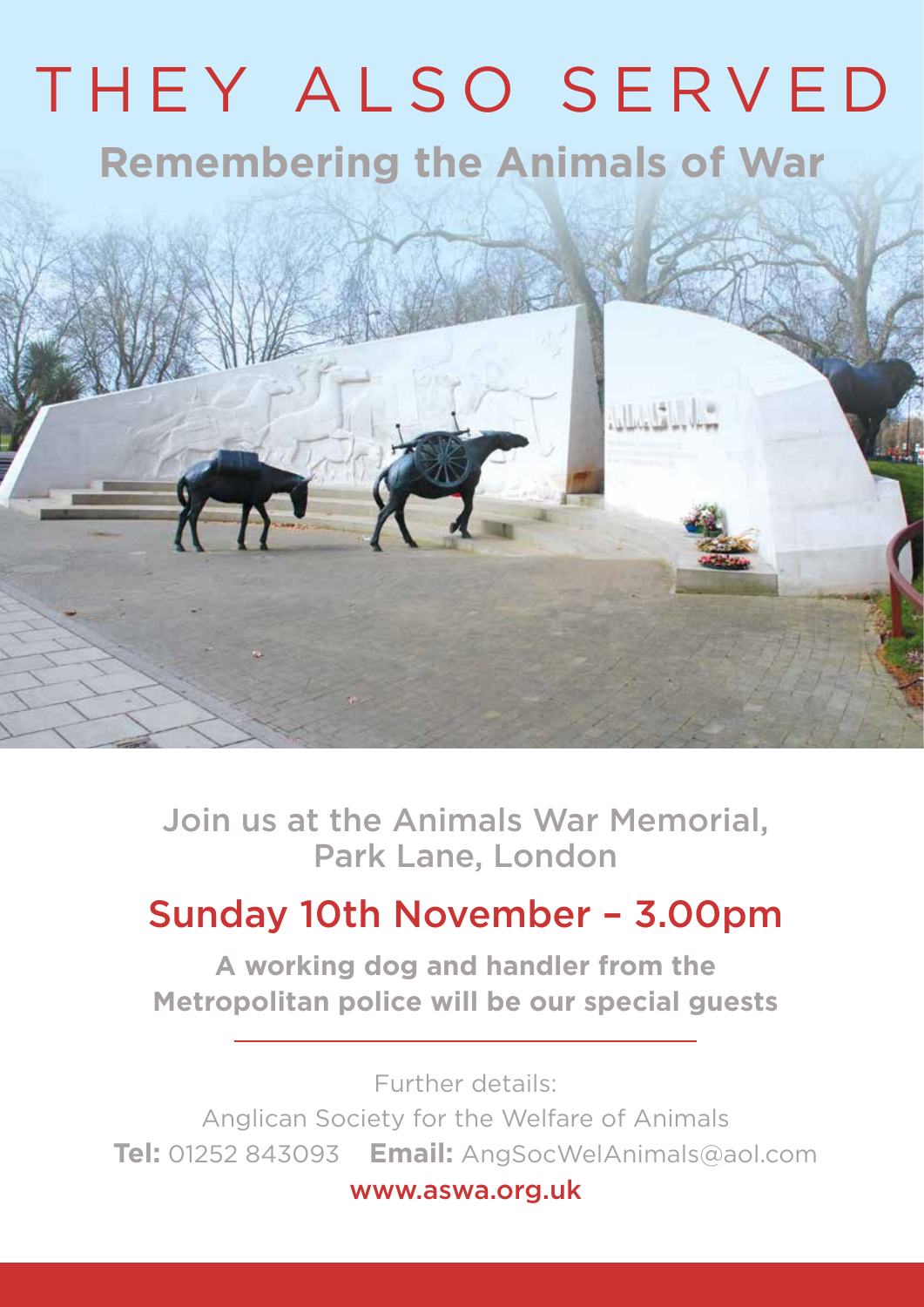# THEY ALSO SERVED

## Remembering the Animals of War

Join us at the Animals War Memorial, Park Lane, London

## Sunday 10th November – 3.00pm

**A working dog and handler from the Metropolitan police will be our special guests**

Further details:

Anglican Society for the Welfare of Animals

**Tel:** 01252 843093 **Email:** AngSocWelAnimals@aol.com

www.aswa.org.uk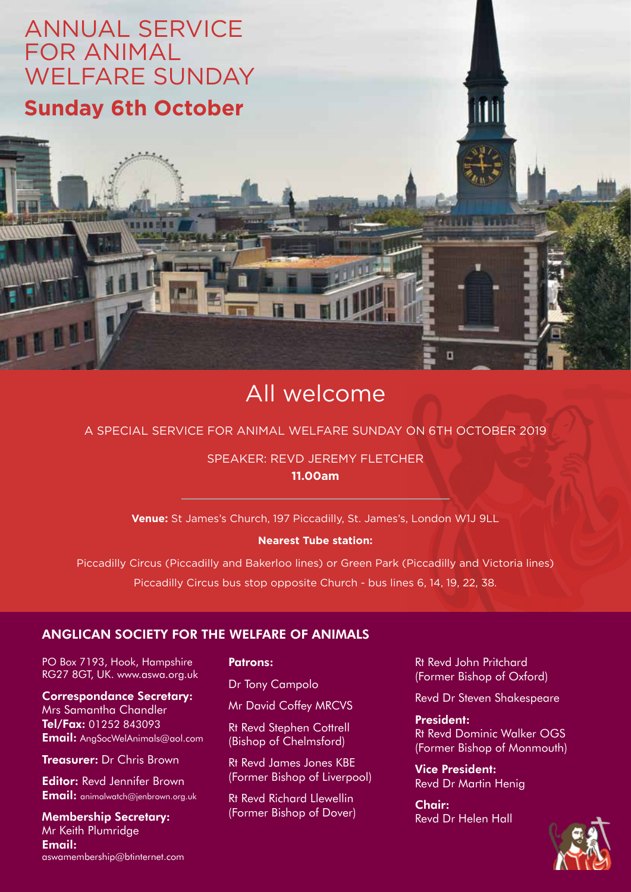# ANNUAL SERVICE FOR ANIMAL WELFARE SUNDAY

## Sunday 6th October

## All welcome

A SPECIAL SERVICE FOR ANIMAL WELFARE SUNDAY ON 6TH OCTOBER 2019

SPEAKER: REVD JEREMY FLETCHER

**11.00am**

**Venue:** St James's Church, 197 Piccadilly, St. James's, London W1J 9LL

**Nearest Tube station:**

Piccadilly Circus (Piccadilly and Bakerloo lines) or Green Park (Piccadilly and Victoria lines)

Piccadilly Circus bus stop opposite Church - bus lines 6, 14, 19, 22, 38.

### ANGLICAN SOCIETY FOR THE WELFARE OF ANIMALS

PO Box 7193, Hook, Hampshire RG27 8GT, UK. www.aswa.org.uk

**Correspondance Secretary:**
Mrs Samantha Chandler
**Tel/Fax:** 01252 843093
**Email:** AngSocWelAnimals@aol.com

**Treasurer:** Dr Chris Brown

**Editor:** Revd Jennifer Brown
**Email:** animalwatch@jenbrown.org.uk

**Membership Secretary:**
Mr Keith Plumridge
**Email:**
aswamembership@btinternet.com

**Patrons:**

Dr Tony Campolo

Mr David Coffey MRCVS

Rt Revd Stephen Cottrell (Bishop of Chelmsford)

Rt Revd James Jones KBE (Former Bishop of Liverpool)

Rt Revd Richard Llewellin (Former Bishop of Dover)

Rt Revd John Pritchard (Former Bishop of Oxford)

Revd Dr Steven Shakespeare

**President:**
Rt Revd Dominic Walker OGS (Former Bishop of Monmouth)

**Vice President:**
Revd Dr Martin Henig

**Chair:**
Revd Dr Helen Hall